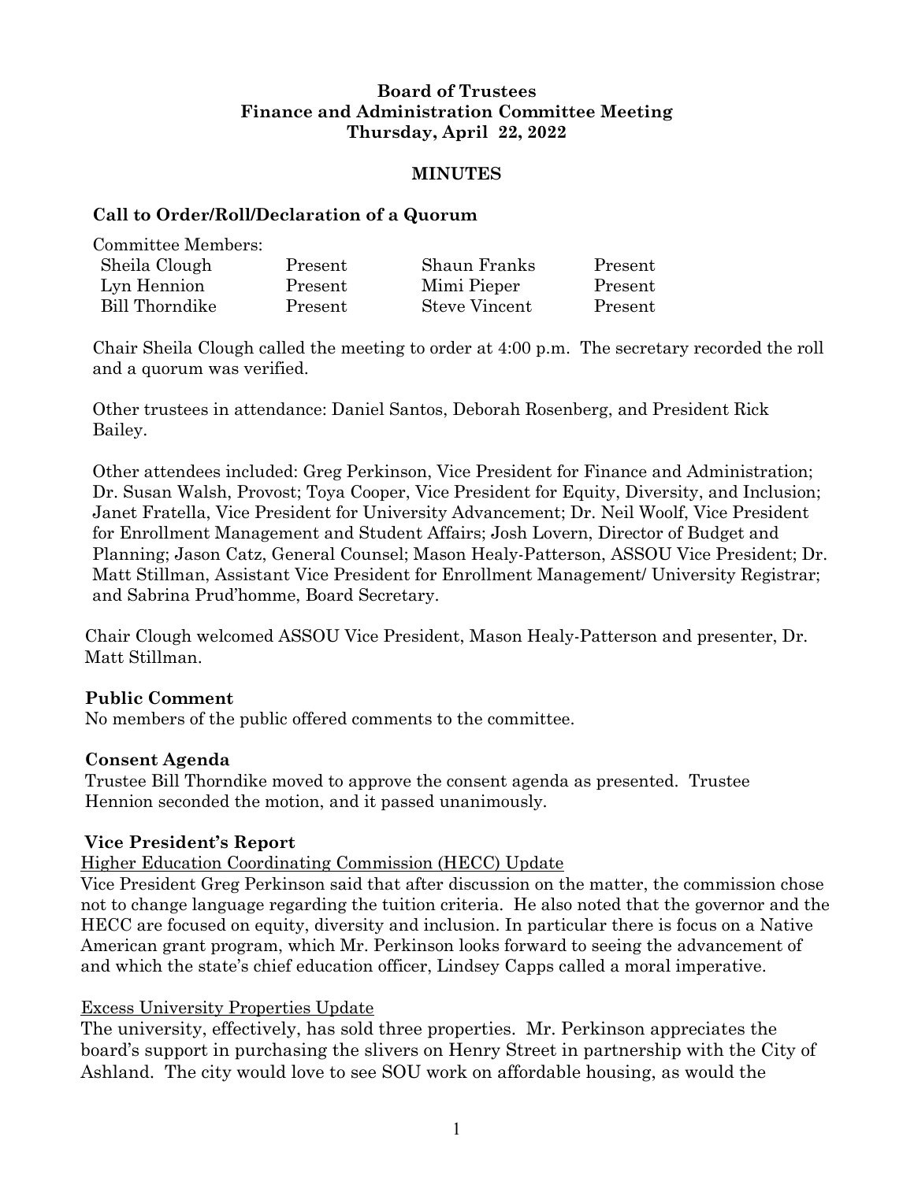**Board of Trustees**
**Finance and Administration Committee Meeting**
**Thursday, April 22, 2022**

**MINUTES**

## Call to Order/Roll/Declaration of a Quorum

Committee Members:

| | | | |
|---|---|---|---|
| Sheila Clough | Present | Shaun Franks | Present |
| Lyn Hennion | Present | Mimi Pieper | Present |
| Bill Thorndike | Present | Steve Vincent | Present |

Chair Sheila Clough called the meeting to order at 4:00 p.m. The secretary recorded the roll and a quorum was verified.

Other trustees in attendance: Daniel Santos, Deborah Rosenberg, and President Rick Bailey.

Other attendees included: Greg Perkinson, Vice President for Finance and Administration; Dr. Susan Walsh, Provost; Toya Cooper, Vice President for Equity, Diversity, and Inclusion; Janet Fratella, Vice President for University Advancement; Dr. Neil Woolf, Vice President for Enrollment Management and Student Affairs; Josh Lovern, Director of Budget and Planning; Jason Catz, General Counsel; Mason Healy-Patterson, ASSOU Vice President; Dr. Matt Stillman, Assistant Vice President for Enrollment Management/ University Registrar; and Sabrina Prud'homme, Board Secretary.

Chair Clough welcomed ASSOU Vice President, Mason Healy-Patterson and presenter, Dr. Matt Stillman.

## Public Comment

No members of the public offered comments to the committee.

## Consent Agenda

Trustee Bill Thorndike moved to approve the consent agenda as presented. Trustee Hennion seconded the motion, and it passed unanimously.

## Vice President's Report

Higher Education Coordinating Commission (HECC) Update

Vice President Greg Perkinson said that after discussion on the matter, the commission chose not to change language regarding the tuition criteria. He also noted that the governor and the HECC are focused on equity, diversity and inclusion. In particular there is focus on a Native American grant program, which Mr. Perkinson looks forward to seeing the advancement of and which the state's chief education officer, Lindsey Capps called a moral imperative.

Excess University Properties Update

The university, effectively, has sold three properties. Mr. Perkinson appreciates the board's support in purchasing the slivers on Henry Street in partnership with the City of Ashland. The city would love to see SOU work on affordable housing, as would the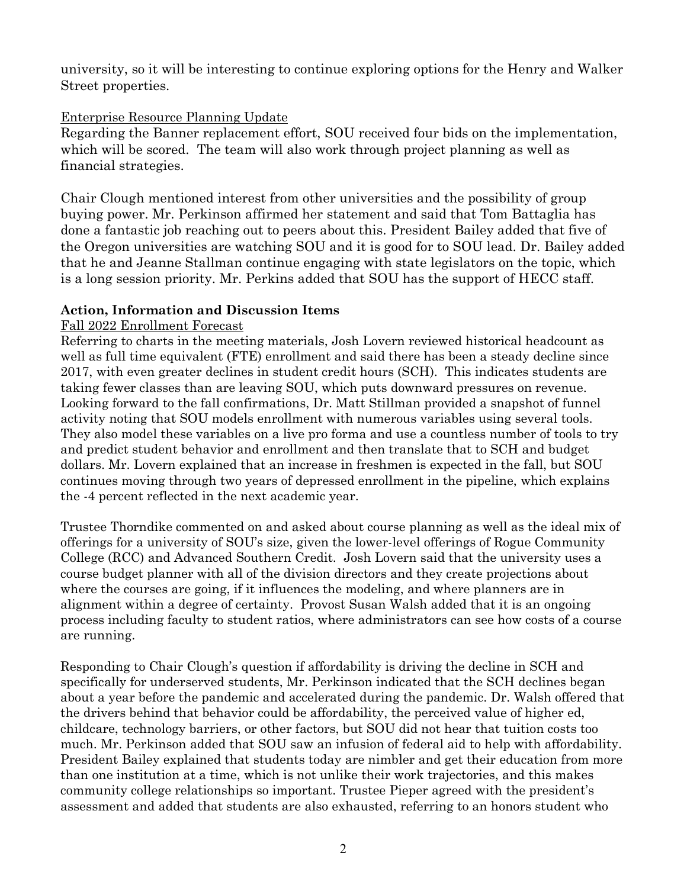university, so it will be interesting to continue exploring options for the Henry and Walker Street properties.

Enterprise Resource Planning Update

Regarding the Banner replacement effort, SOU received four bids on the implementation, which will be scored. The team will also work through project planning as well as financial strategies.

Chair Clough mentioned interest from other universities and the possibility of group buying power. Mr. Perkinson affirmed her statement and said that Tom Battaglia has done a fantastic job reaching out to peers about this. President Bailey added that five of the Oregon universities are watching SOU and it is good for to SOU lead. Dr. Bailey added that he and Jeanne Stallman continue engaging with state legislators on the topic, which is a long session priority. Mr. Perkins added that SOU has the support of HECC staff.

**Action, Information and Discussion Items**

Fall 2022 Enrollment Forecast

Referring to charts in the meeting materials, Josh Lovern reviewed historical headcount as well as full time equivalent (FTE) enrollment and said there has been a steady decline since 2017, with even greater declines in student credit hours (SCH). This indicates students are taking fewer classes than are leaving SOU, which puts downward pressures on revenue. Looking forward to the fall confirmations, Dr. Matt Stillman provided a snapshot of funnel activity noting that SOU models enrollment with numerous variables using several tools. They also model these variables on a live pro forma and use a countless number of tools to try and predict student behavior and enrollment and then translate that to SCH and budget dollars. Mr. Lovern explained that an increase in freshmen is expected in the fall, but SOU continues moving through two years of depressed enrollment in the pipeline, which explains the -4 percent reflected in the next academic year.

Trustee Thorndike commented on and asked about course planning as well as the ideal mix of offerings for a university of SOU's size, given the lower-level offerings of Rogue Community College (RCC) and Advanced Southern Credit. Josh Lovern said that the university uses a course budget planner with all of the division directors and they create projections about where the courses are going, if it influences the modeling, and where planners are in alignment within a degree of certainty. Provost Susan Walsh added that it is an ongoing process including faculty to student ratios, where administrators can see how costs of a course are running.

Responding to Chair Clough's question if affordability is driving the decline in SCH and specifically for underserved students, Mr. Perkinson indicated that the SCH declines began about a year before the pandemic and accelerated during the pandemic. Dr. Walsh offered that the drivers behind that behavior could be affordability, the perceived value of higher ed, childcare, technology barriers, or other factors, but SOU did not hear that tuition costs too much. Mr. Perkinson added that SOU saw an infusion of federal aid to help with affordability. President Bailey explained that students today are nimbler and get their education from more than one institution at a time, which is not unlike their work trajectories, and this makes community college relationships so important. Trustee Pieper agreed with the president's assessment and added that students are also exhausted, referring to an honors student who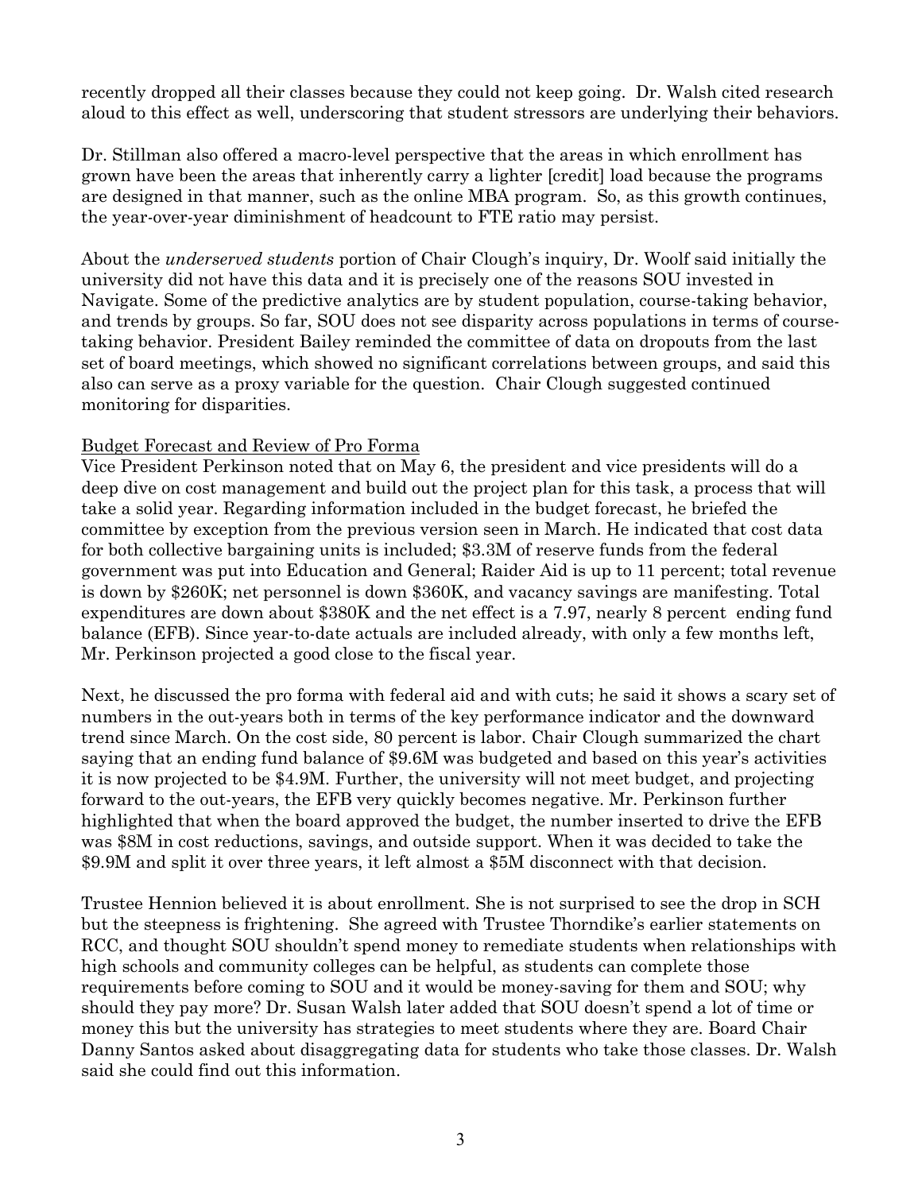recently dropped all their classes because they could not keep going. Dr. Walsh cited research aloud to this effect as well, underscoring that student stressors are underlying their behaviors.

Dr. Stillman also offered a macro-level perspective that the areas in which enrollment has grown have been the areas that inherently carry a lighter [credit] load because the programs are designed in that manner, such as the online MBA program. So, as this growth continues, the year-over-year diminishment of headcount to FTE ratio may persist.

About the *underserved students* portion of Chair Clough's inquiry, Dr. Woolf said initially the university did not have this data and it is precisely one of the reasons SOU invested in Navigate. Some of the predictive analytics are by student population, course-taking behavior, and trends by groups. So far, SOU does not see disparity across populations in terms of course-taking behavior. President Bailey reminded the committee of data on dropouts from the last set of board meetings, which showed no significant correlations between groups, and said this also can serve as a proxy variable for the question. Chair Clough suggested continued monitoring for disparities.

<u>Budget Forecast and Review of Pro Forma</u>

Vice President Perkinson noted that on May 6, the president and vice presidents will do a deep dive on cost management and build out the project plan for this task, a process that will take a solid year. Regarding information included in the budget forecast, he briefed the committee by exception from the previous version seen in March. He indicated that cost data for both collective bargaining units is included; $3.3M of reserve funds from the federal government was put into Education and General; Raider Aid is up to 11 percent; total revenue is down by $260K; net personnel is down $360K, and vacancy savings are manifesting. Total expenditures are down about $380K and the net effect is a 7.97, nearly 8 percent ending fund balance (EFB). Since year-to-date actuals are included already, with only a few months left, Mr. Perkinson projected a good close to the fiscal year.

Next, he discussed the pro forma with federal aid and with cuts; he said it shows a scary set of numbers in the out-years both in terms of the key performance indicator and the downward trend since March. On the cost side, 80 percent is labor. Chair Clough summarized the chart saying that an ending fund balance of $9.6M was budgeted and based on this year's activities it is now projected to be $4.9M. Further, the university will not meet budget, and projecting forward to the out-years, the EFB very quickly becomes negative. Mr. Perkinson further highlighted that when the board approved the budget, the number inserted to drive the EFB was $8M in cost reductions, savings, and outside support. When it was decided to take the $9.9M and split it over three years, it left almost a $5M disconnect with that decision.

Trustee Hennion believed it is about enrollment. She is not surprised to see the drop in SCH but the steepness is frightening. She agreed with Trustee Thorndike's earlier statements on RCC, and thought SOU shouldn't spend money to remediate students when relationships with high schools and community colleges can be helpful, as students can complete those requirements before coming to SOU and it would be money-saving for them and SOU; why should they pay more? Dr. Susan Walsh later added that SOU doesn't spend a lot of time or money this but the university has strategies to meet students where they are. Board Chair Danny Santos asked about disaggregating data for students who take those classes. Dr. Walsh said she could find out this information.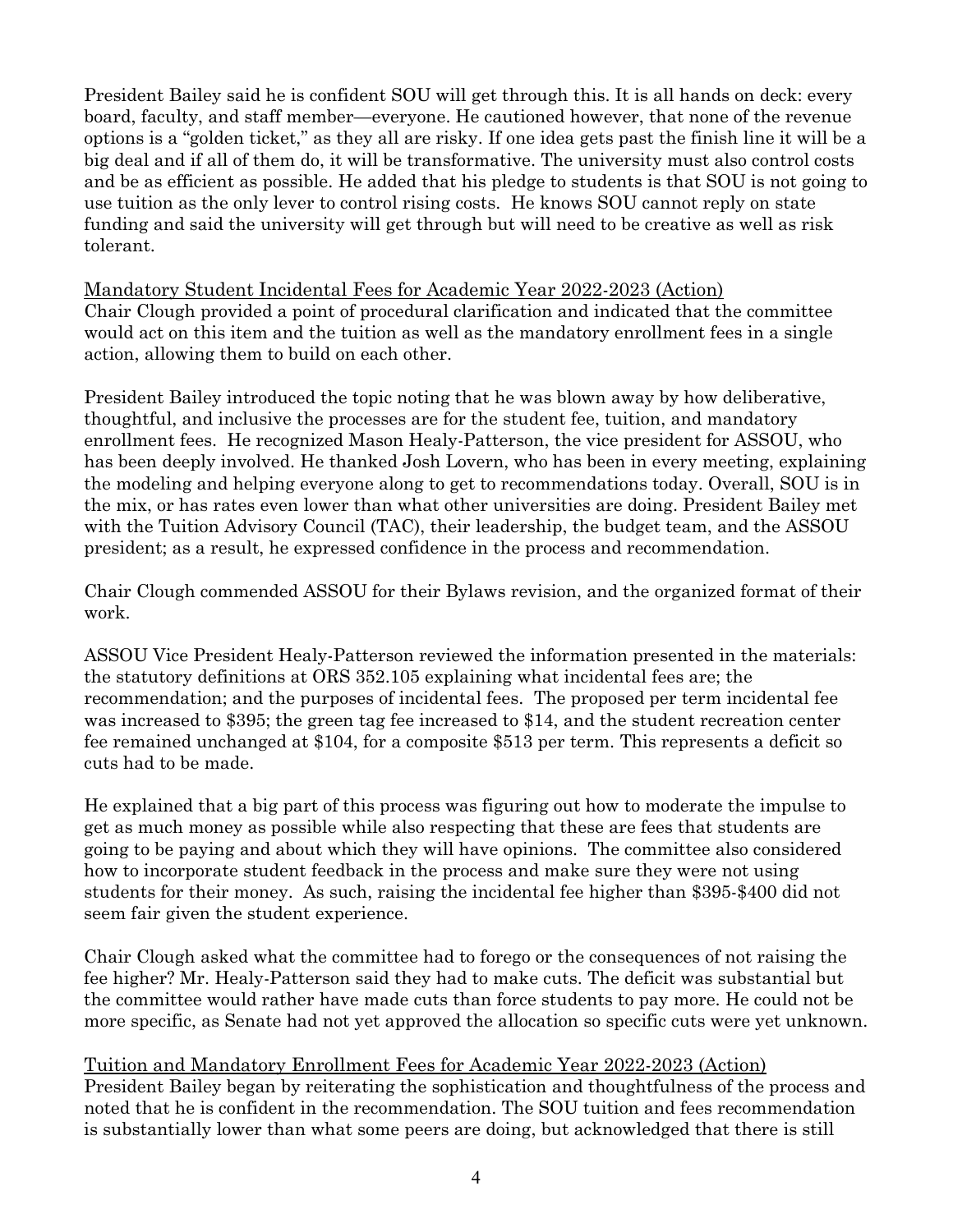President Bailey said he is confident SOU will get through this. It is all hands on deck: every board, faculty, and staff member—everyone. He cautioned however, that none of the revenue options is a "golden ticket," as they all are risky. If one idea gets past the finish line it will be a big deal and if all of them do, it will be transformative. The university must also control costs and be as efficient as possible. He added that his pledge to students is that SOU is not going to use tuition as the only lever to control rising costs. He knows SOU cannot reply on state funding and said the university will get through but will need to be creative as well as risk tolerant.

<u>Mandatory Student Incidental Fees for Academic Year 2022-2023 (Action)</u>
Chair Clough provided a point of procedural clarification and indicated that the committee would act on this item and the tuition as well as the mandatory enrollment fees in a single action, allowing them to build on each other.

President Bailey introduced the topic noting that he was blown away by how deliberative, thoughtful, and inclusive the processes are for the student fee, tuition, and mandatory enrollment fees. He recognized Mason Healy-Patterson, the vice president for ASSOU, who has been deeply involved. He thanked Josh Lovern, who has been in every meeting, explaining the modeling and helping everyone along to get to recommendations today. Overall, SOU is in the mix, or has rates even lower than what other universities are doing. President Bailey met with the Tuition Advisory Council (TAC), their leadership, the budget team, and the ASSOU president; as a result, he expressed confidence in the process and recommendation.

Chair Clough commended ASSOU for their Bylaws revision, and the organized format of their work.

ASSOU Vice President Healy-Patterson reviewed the information presented in the materials: the statutory definitions at ORS 352.105 explaining what incidental fees are; the recommendation; and the purposes of incidental fees. The proposed per term incidental fee was increased to $395; the green tag fee increased to $14, and the student recreation center fee remained unchanged at $104, for a composite $513 per term. This represents a deficit so cuts had to be made.

He explained that a big part of this process was figuring out how to moderate the impulse to get as much money as possible while also respecting that these are fees that students are going to be paying and about which they will have opinions. The committee also considered how to incorporate student feedback in the process and make sure they were not using students for their money. As such, raising the incidental fee higher than $395-$400 did not seem fair given the student experience.

Chair Clough asked what the committee had to forego or the consequences of not raising the fee higher? Mr. Healy-Patterson said they had to make cuts. The deficit was substantial but the committee would rather have made cuts than force students to pay more. He could not be more specific, as Senate had not yet approved the allocation so specific cuts were yet unknown.

<u>Tuition and Mandatory Enrollment Fees for Academic Year 2022-2023 (Action)</u>
President Bailey began by reiterating the sophistication and thoughtfulness of the process and noted that he is confident in the recommendation. The SOU tuition and fees recommendation is substantially lower than what some peers are doing, but acknowledged that there is still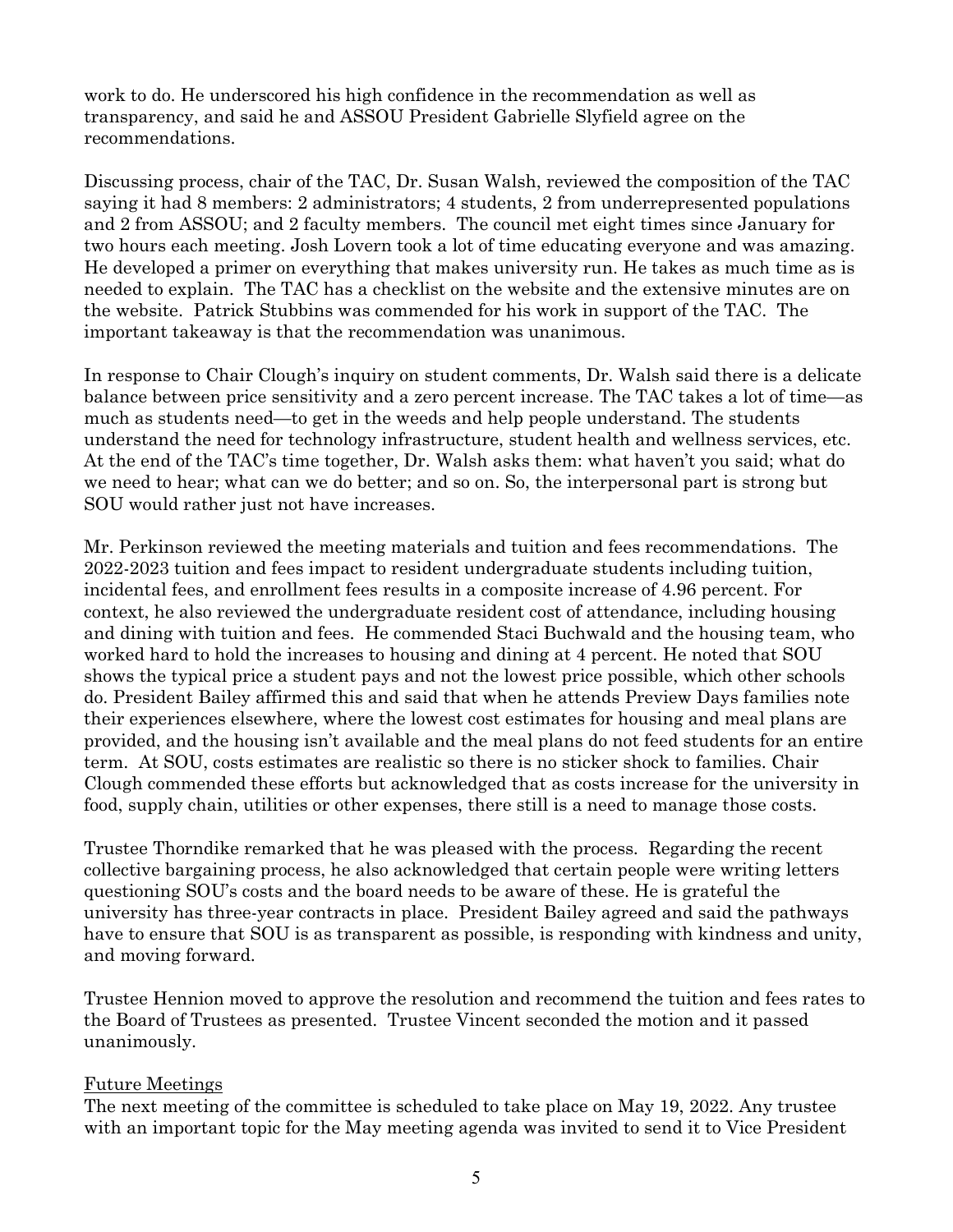work to do. He underscored his high confidence in the recommendation as well as transparency, and said he and ASSOU President Gabrielle Slyfield agree on the recommendations.

Discussing process, chair of the TAC, Dr. Susan Walsh, reviewed the composition of the TAC saying it had 8 members: 2 administrators; 4 students, 2 from underrepresented populations and 2 from ASSOU; and 2 faculty members. The council met eight times since January for two hours each meeting. Josh Lovern took a lot of time educating everyone and was amazing. He developed a primer on everything that makes university run. He takes as much time as is needed to explain. The TAC has a checklist on the website and the extensive minutes are on the website. Patrick Stubbins was commended for his work in support of the TAC. The important takeaway is that the recommendation was unanimous.

In response to Chair Clough's inquiry on student comments, Dr. Walsh said there is a delicate balance between price sensitivity and a zero percent increase. The TAC takes a lot of time—as much as students need—to get in the weeds and help people understand. The students understand the need for technology infrastructure, student health and wellness services, etc. At the end of the TAC's time together, Dr. Walsh asks them: what haven't you said; what do we need to hear; what can we do better; and so on. So, the interpersonal part is strong but SOU would rather just not have increases.

Mr. Perkinson reviewed the meeting materials and tuition and fees recommendations. The 2022-2023 tuition and fees impact to resident undergraduate students including tuition, incidental fees, and enrollment fees results in a composite increase of 4.96 percent. For context, he also reviewed the undergraduate resident cost of attendance, including housing and dining with tuition and fees. He commended Staci Buchwald and the housing team, who worked hard to hold the increases to housing and dining at 4 percent. He noted that SOU shows the typical price a student pays and not the lowest price possible, which other schools do. President Bailey affirmed this and said that when he attends Preview Days families note their experiences elsewhere, where the lowest cost estimates for housing and meal plans are provided, and the housing isn't available and the meal plans do not feed students for an entire term. At SOU, costs estimates are realistic so there is no sticker shock to families. Chair Clough commended these efforts but acknowledged that as costs increase for the university in food, supply chain, utilities or other expenses, there still is a need to manage those costs.

Trustee Thorndike remarked that he was pleased with the process. Regarding the recent collective bargaining process, he also acknowledged that certain people were writing letters questioning SOU's costs and the board needs to be aware of these. He is grateful the university has three-year contracts in place. President Bailey agreed and said the pathways have to ensure that SOU is as transparent as possible, is responding with kindness and unity, and moving forward.

Trustee Hennion moved to approve the resolution and recommend the tuition and fees rates to the Board of Trustees as presented. Trustee Vincent seconded the motion and it passed unanimously.

Future Meetings

The next meeting of the committee is scheduled to take place on May 19, 2022. Any trustee with an important topic for the May meeting agenda was invited to send it to Vice President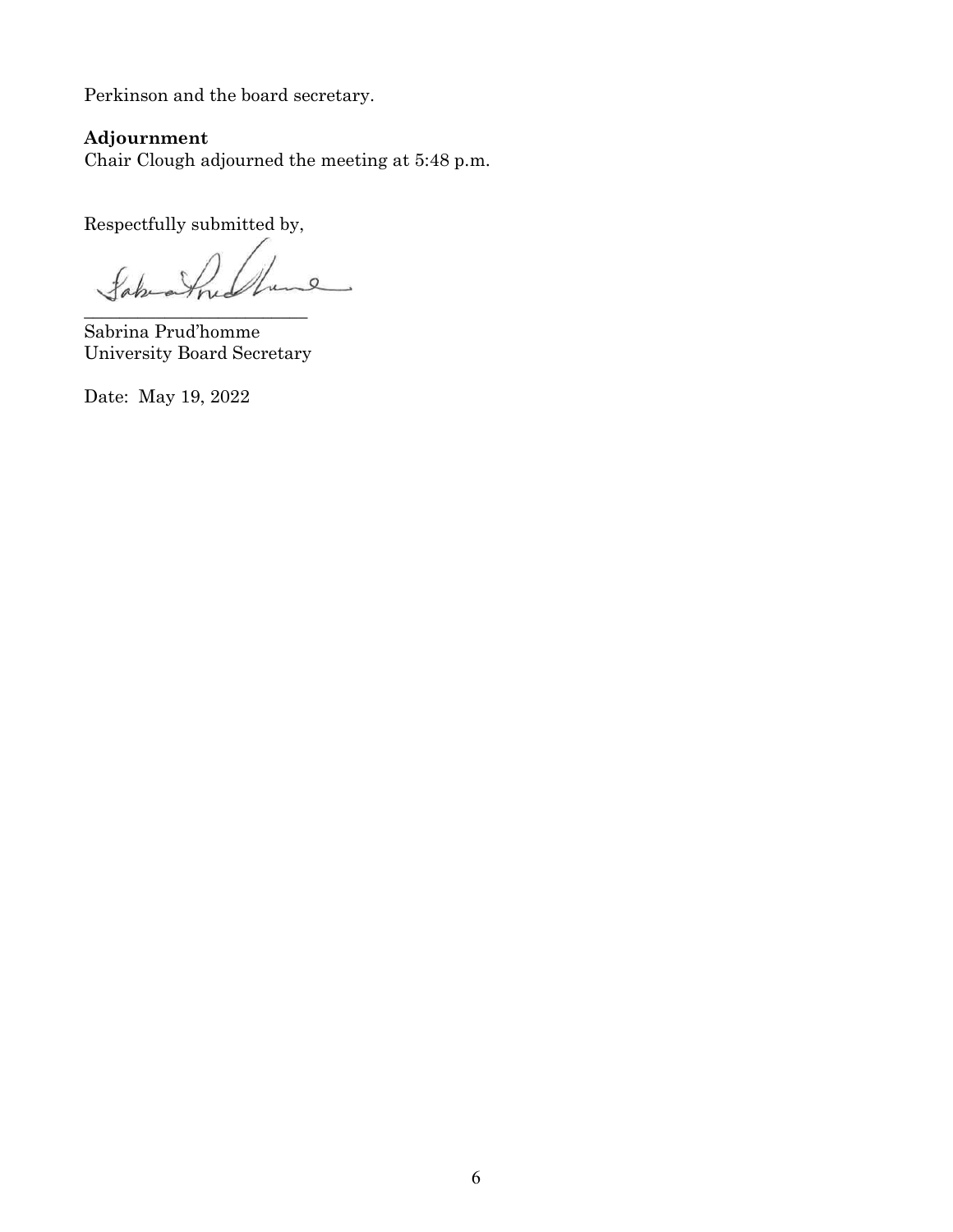Perkinson and the board secretary.

**Adjournment**
Chair Clough adjourned the meeting at 5:48 p.m.

Respectfully submitted by,

________________________

Sabrina Prud'homme
University Board Secretary

Date: May 19, 2022